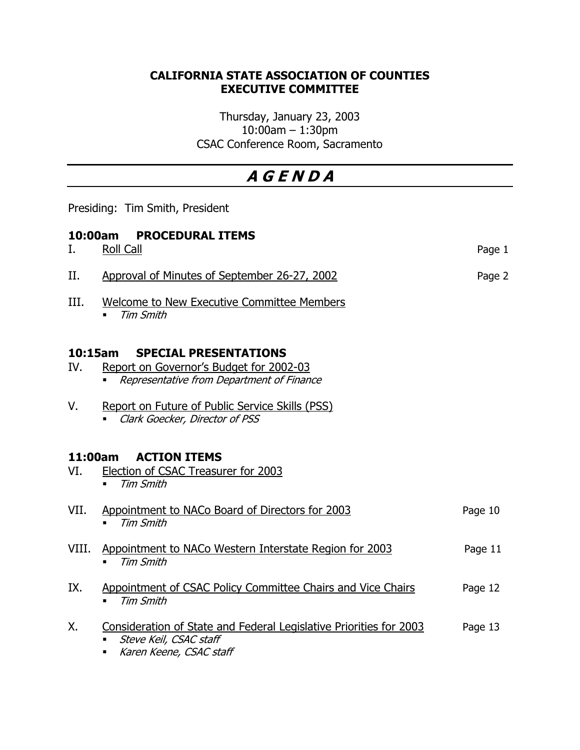**CALIFORNIA STATE ASSOCIATION OF COUNTIES**
**EXECUTIVE COMMITTEE**

Thursday, January 23, 2003
10:00am – 1:30pm
CSAC Conference Room, Sacramento

# *A G E N D A*

Presiding: Tim Smith, President

## 10:00am PROCEDURAL ITEMS

I. Roll Call — Page 1

II. Approval of Minutes of September 26-27, 2002 — Page 2

III. Welcome to New Executive Committee Members
- *Tim Smith*

## 10:15am SPECIAL PRESENTATIONS

IV. Report on Governor's Budget for 2002-03
- *Representative from Department of Finance*

V. Report on Future of Public Service Skills (PSS)
- *Clark Goecker, Director of PSS*

## 11:00am ACTION ITEMS

VI. Election of CSAC Treasurer for 2003
- *Tim Smith*

VII. Appointment to NACo Board of Directors for 2003 — Page 10
- *Tim Smith*

VIII. Appointment to NACo Western Interstate Region for 2003 — Page 11
- *Tim Smith*

IX. Appointment of CSAC Policy Committee Chairs and Vice Chairs — Page 12
- *Tim Smith*

X. Consideration of State and Federal Legislative Priorities for 2003 — Page 13
- *Steve Keil, CSAC staff*
- *Karen Keene, CSAC staff*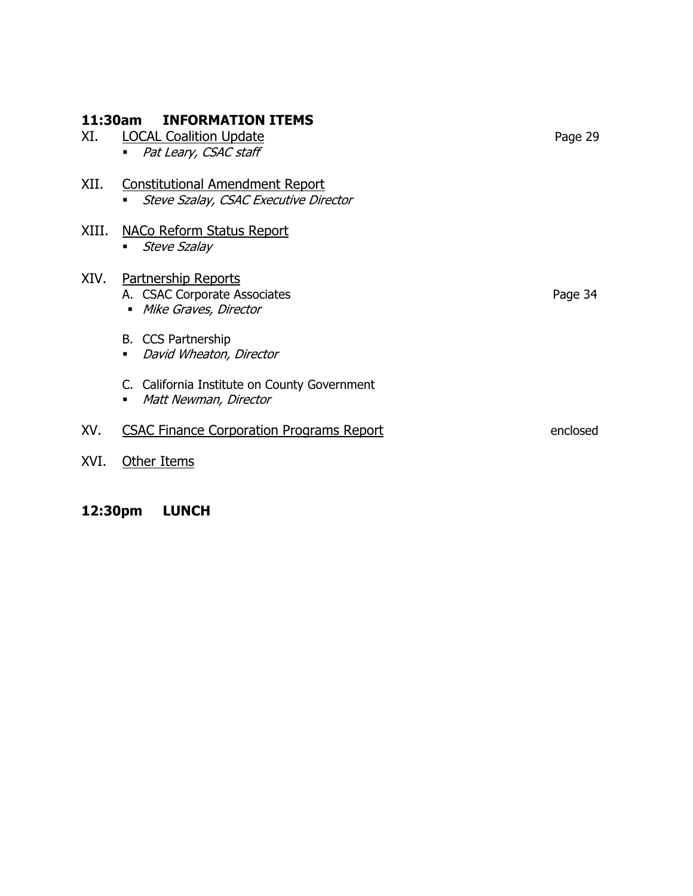**11:30am INFORMATION ITEMS**

XI. LOCAL Coalition Update — Page 29
- *Pat Leary, CSAC staff*

XII. Constitutional Amendment Report
- *Steve Szalay, CSAC Executive Director*

XIII. NACo Reform Status Report
- *Steve Szalay*

XIV. Partnership Reports

A. CSAC Corporate Associates — Page 34
- *Mike Graves, Director*

B. CCS Partnership
- *David Wheaton, Director*

C. California Institute on County Government
- *Matt Newman, Director*

XV. CSAC Finance Corporation Programs Report — enclosed

XVI. Other Items

**12:30pm LUNCH**